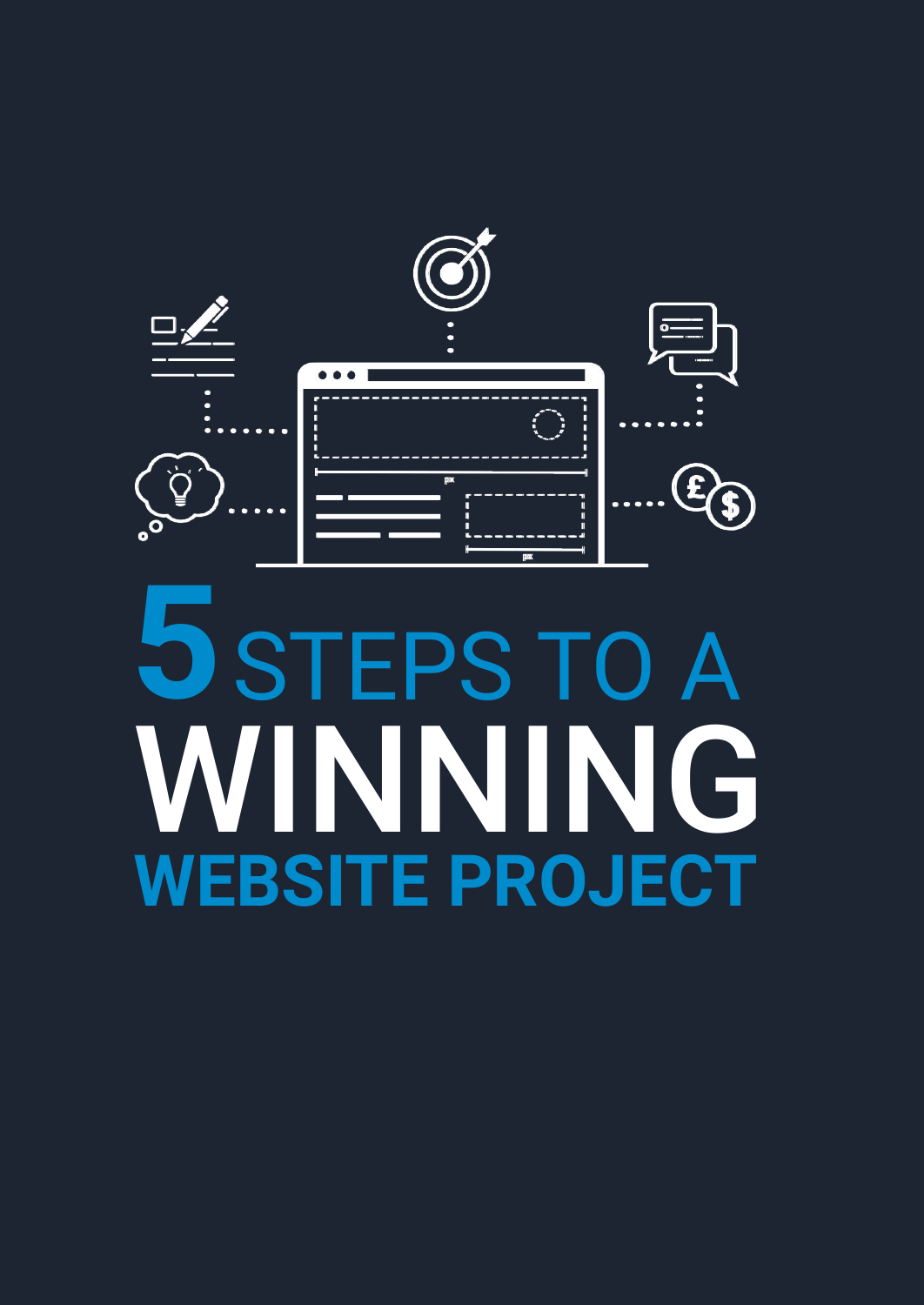# 5 STEPS TO A WINNING WEBSITE PROJECT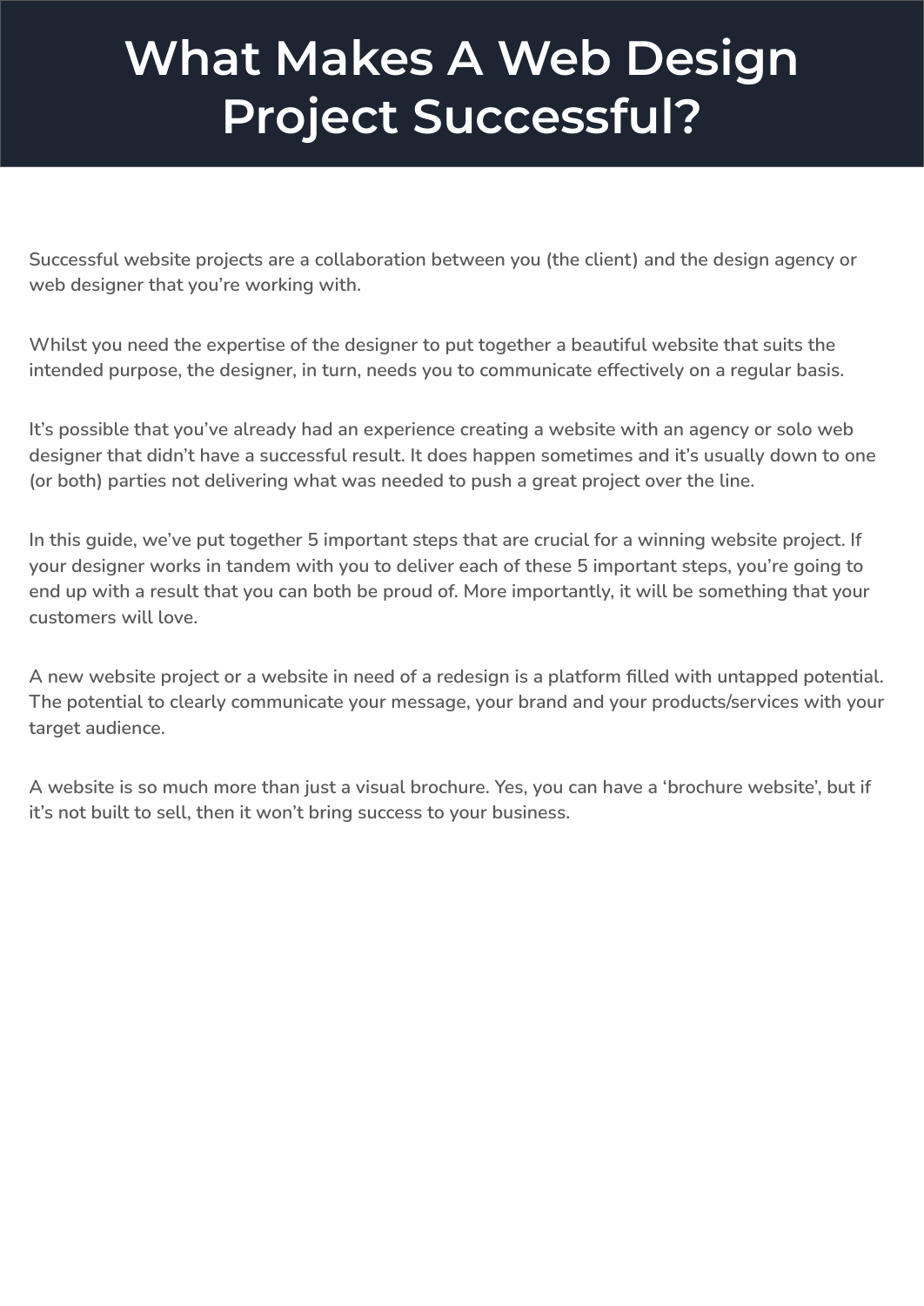# What Makes A Web Design Project Successful?

Successful website projects are a collaboration between you (the client) and the design agency or web designer that you're working with.

Whilst you need the expertise of the designer to put together a beautiful website that suits the intended purpose, the designer, in turn, needs you to communicate effectively on a regular basis.

It's possible that you've already had an experience creating a website with an agency or solo web designer that didn't have a successful result. It does happen sometimes and it's usually down to one (or both) parties not delivering what was needed to push a great project over the line.

In this guide, we've put together 5 important steps that are crucial for a winning website project. If your designer works in tandem with you to deliver each of these 5 important steps, you're going to end up with a result that you can both be proud of. More importantly, it will be something that your customers will love.

A new website project or a website in need of a redesign is a platform filled with untapped potential. The potential to clearly communicate your message, your brand and your products/services with your target audience.

A website is so much more than just a visual brochure. Yes, you can have a 'brochure website', but if it's not built to sell, then it won't bring success to your business.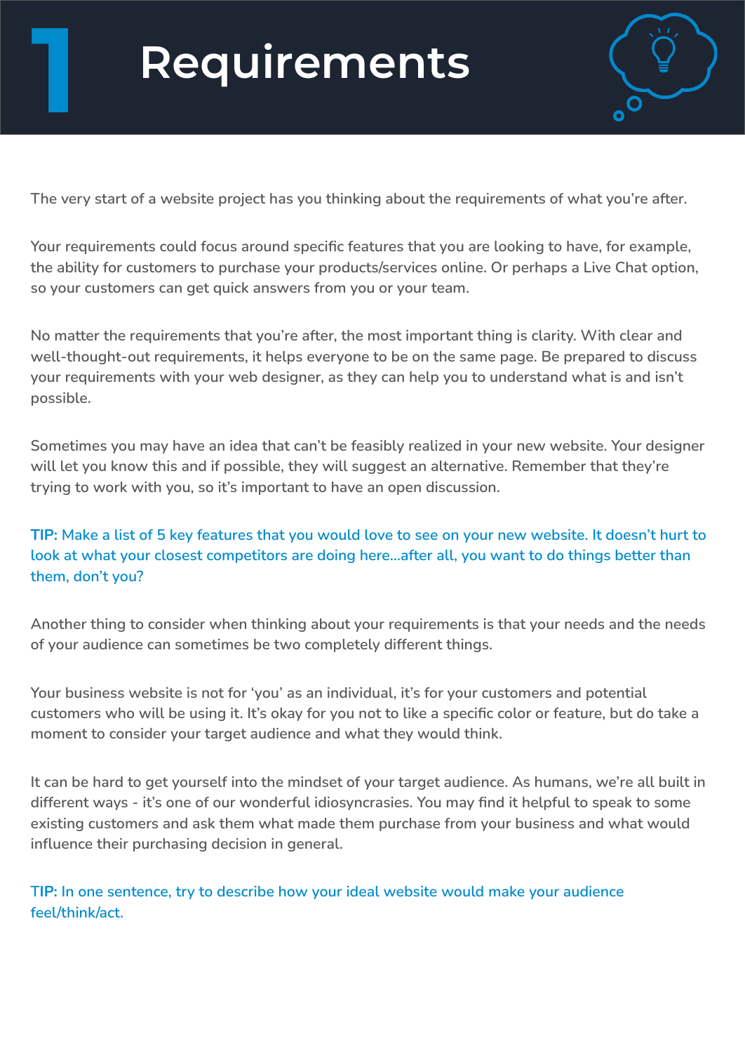# 1 Requirements

The very start of a website project has you thinking about the requirements of what you're after.

Your requirements could focus around specific features that you are looking to have, for example, the ability for customers to purchase your products/services online. Or perhaps a Live Chat option, so your customers can get quick answers from you or your team.

No matter the requirements that you're after, the most important thing is clarity. With clear and well-thought-out requirements, it helps everyone to be on the same page. Be prepared to discuss your requirements with your web designer, as they can help you to understand what is and isn't possible.

Sometimes you may have an idea that can't be feasibly realized in your new website. Your designer will let you know this and if possible, they will suggest an alternative. Remember that they're trying to work with you, so it's important to have an open discussion.

**TIP:** Make a list of 5 key features that you would love to see on your new website. It doesn't hurt to look at what your closest competitors are doing here...after all, you want to do things better than them, don't you?

Another thing to consider when thinking about your requirements is that your needs and the needs of your audience can sometimes be two completely different things.

Your business website is not for 'you' as an individual, it's for your customers and potential customers who will be using it. It's okay for you not to like a specific color or feature, but do take a moment to consider your target audience and what they would think.

It can be hard to get yourself into the mindset of your target audience. As humans, we're all built in different ways - it's one of our wonderful idiosyncrasies. You may find it helpful to speak to some existing customers and ask them what made them purchase from your business and what would influence their purchasing decision in general.

**TIP:** In one sentence, try to describe how your ideal website would make your audience feel/think/act.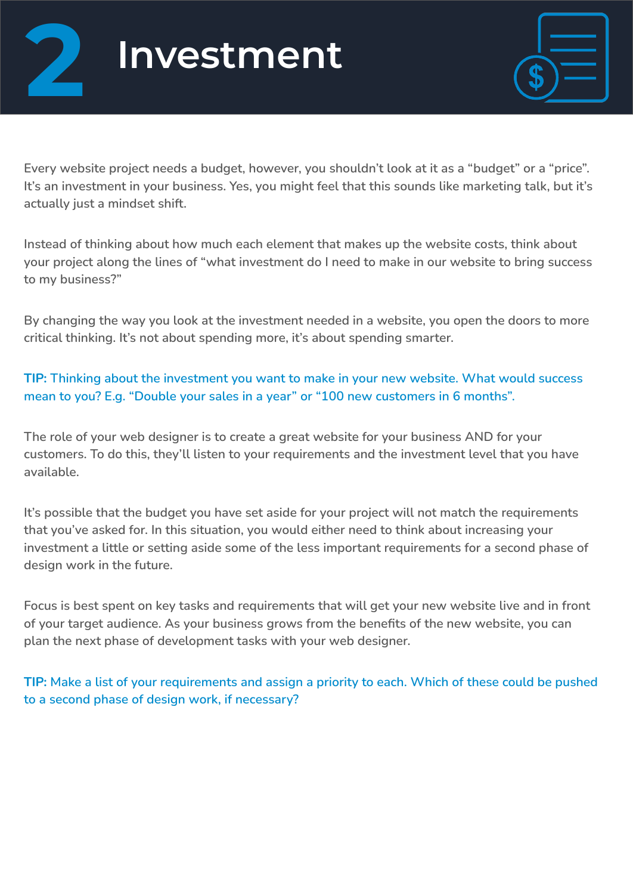# 2 Investment

Every website project needs a budget, however, you shouldn't look at it as a "budget" or a "price". It's an investment in your business. Yes, you might feel that this sounds like marketing talk, but it's actually just a mindset shift.

Instead of thinking about how much each element that makes up the website costs, think about your project along the lines of "what investment do I need to make in our website to bring success to my business?"

By changing the way you look at the investment needed in a website, you open the doors to more critical thinking. It's not about spending more, it's about spending smarter.

**TIP:** Thinking about the investment you want to make in your new website. What would success mean to you? E.g. "Double your sales in a year" or "100 new customers in 6 months".

The role of your web designer is to create a great website for your business AND for your customers. To do this, they'll listen to your requirements and the investment level that you have available.

It's possible that the budget you have set aside for your project will not match the requirements that you've asked for. In this situation, you would either need to think about increasing your investment a little or setting aside some of the less important requirements for a second phase of design work in the future.

Focus is best spent on key tasks and requirements that will get your new website live and in front of your target audience. As your business grows from the benefits of the new website, you can plan the next phase of development tasks with your web designer.

**TIP:** Make a list of your requirements and assign a priority to each. Which of these could be pushed to a second phase of design work, if necessary?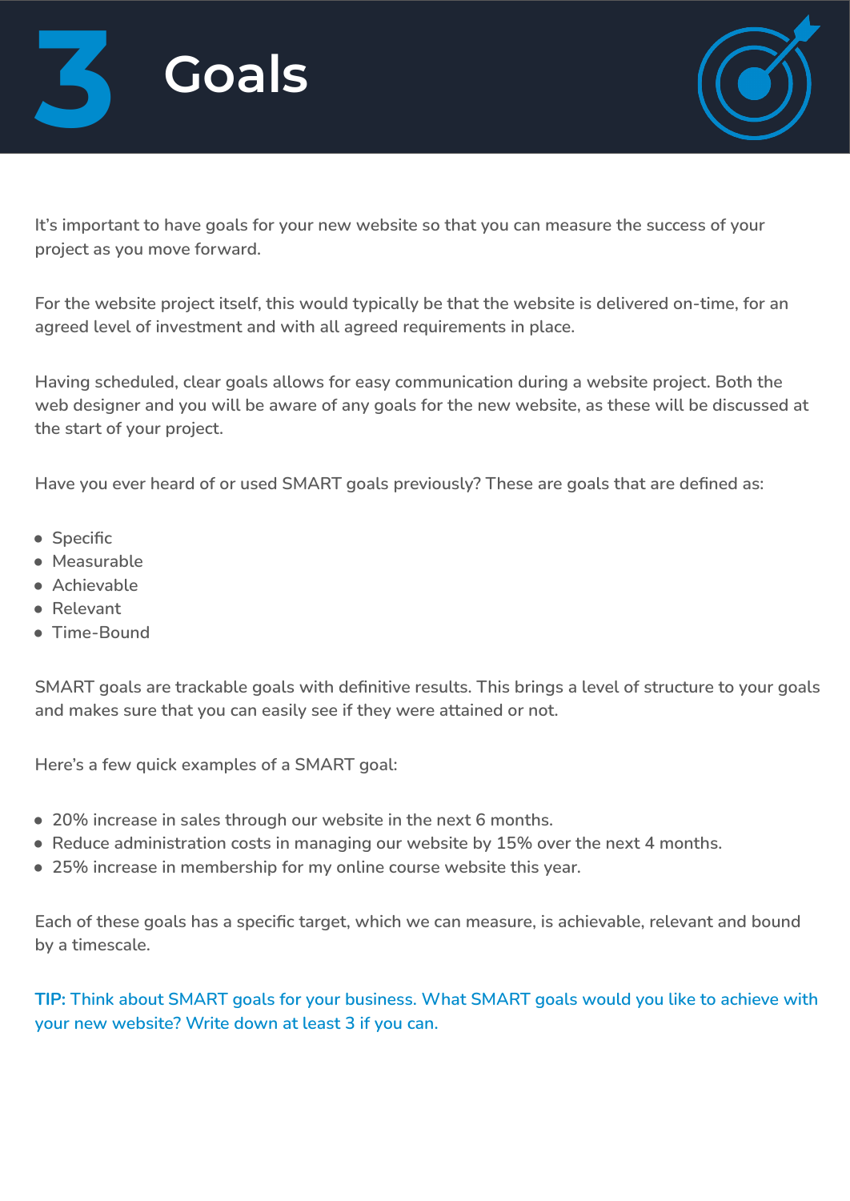# 3 Goals

It's important to have goals for your new website so that you can measure the success of your project as you move forward.

For the website project itself, this would typically be that the website is delivered on-time, for an agreed level of investment and with all agreed requirements in place.

Having scheduled, clear goals allows for easy communication during a website project. Both the web designer and you will be aware of any goals for the new website, as these will be discussed at the start of your project.

Have you ever heard of or used SMART goals previously? These are goals that are defined as:

- Specific
- Measurable
- Achievable
- Relevant
- Time-Bound

SMART goals are trackable goals with definitive results. This brings a level of structure to your goals and makes sure that you can easily see if they were attained or not.

Here's a few quick examples of a SMART goal:

- 20% increase in sales through our website in the next 6 months.
- Reduce administration costs in managing our website by 15% over the next 4 months.
- 25% increase in membership for my online course website this year.

Each of these goals has a specific target, which we can measure, is achievable, relevant and bound by a timescale.

**TIP:** Think about SMART goals for your business. What SMART goals would you like to achieve with your new website? Write down at least 3 if you can.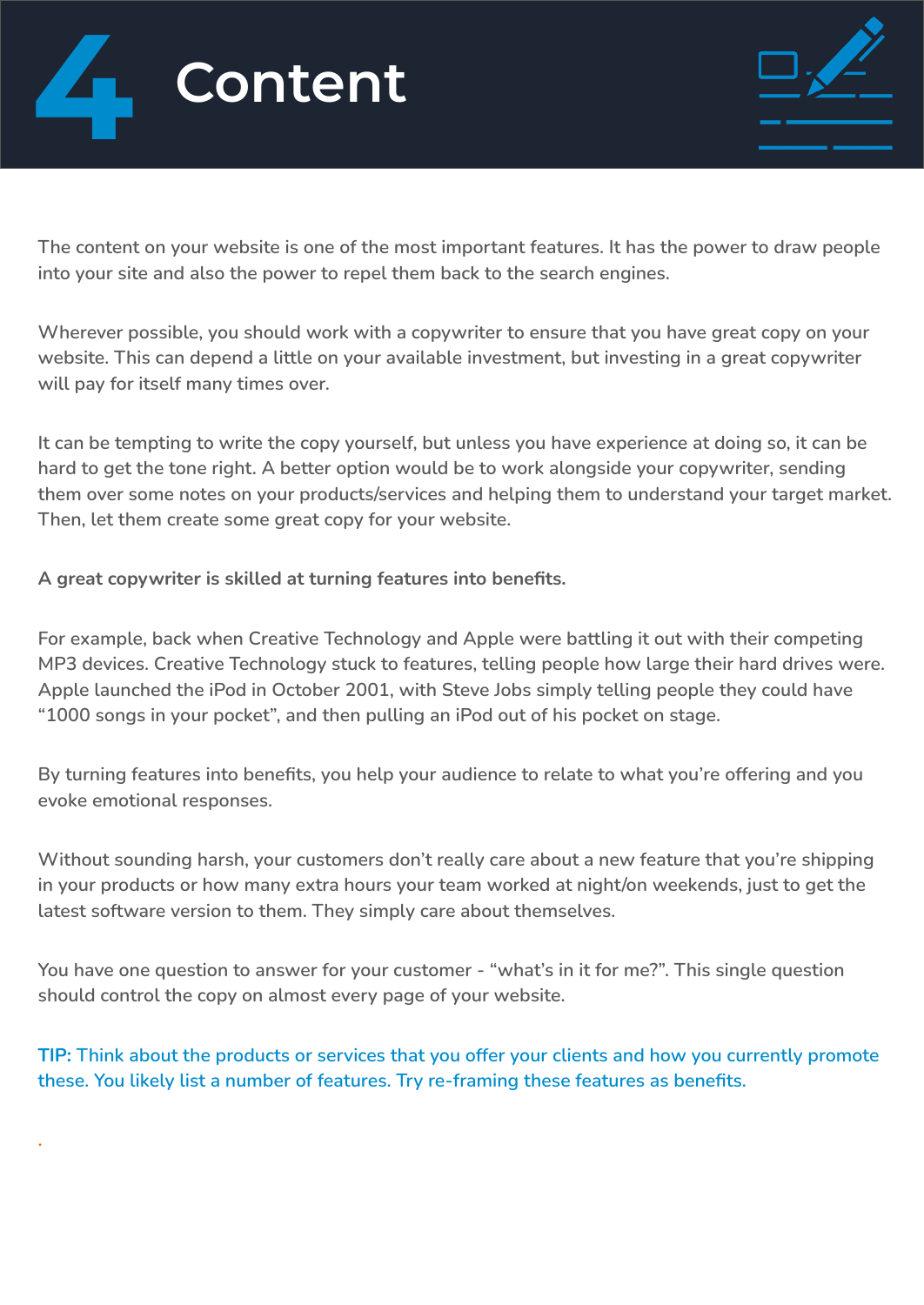# 4 Content

The content on your website is one of the most important features. It has the power to draw people into your site and also the power to repel them back to the search engines.

Wherever possible, you should work with a copywriter to ensure that you have great copy on your website. This can depend a little on your available investment, but investing in a great copywriter will pay for itself many times over.

It can be tempting to write the copy yourself, but unless you have experience at doing so, it can be hard to get the tone right. A better option would be to work alongside your copywriter, sending them over some notes on your products/services and helping them to understand your target market. Then, let them create some great copy for your website.

**A great copywriter is skilled at turning features into benefits.**

For example, back when Creative Technology and Apple were battling it out with their competing MP3 devices. Creative Technology stuck to features, telling people how large their hard drives were. Apple launched the iPod in October 2001, with Steve Jobs simply telling people they could have “1000 songs in your pocket”, and then pulling an iPod out of his pocket on stage.

By turning features into benefits, you help your audience to relate to what you’re offering and you evoke emotional responses.

Without sounding harsh, your customers don’t really care about a new feature that you’re shipping in your products or how many extra hours your team worked at night/on weekends, just to get the latest software version to them. They simply care about themselves.

You have one question to answer for your customer - “what’s in it for me?”. This single question should control the copy on almost every page of your website.

**TIP:** Think about the products or services that you offer your clients and how you currently promote these. You likely list a number of features. Try re-framing these features as benefits.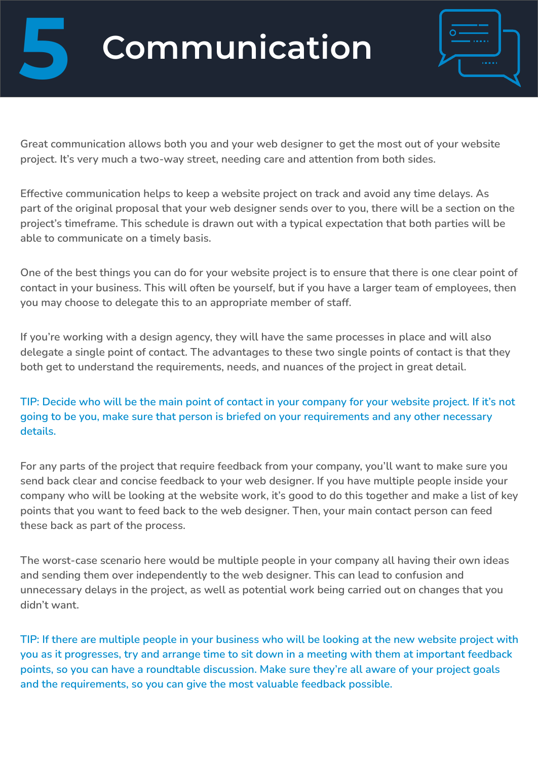# 5 Communication

Great communication allows both you and your web designer to get the most out of your website project. It's very much a two-way street, needing care and attention from both sides.

Effective communication helps to keep a website project on track and avoid any time delays. As part of the original proposal that your web designer sends over to you, there will be a section on the project's timeframe. This schedule is drawn out with a typical expectation that both parties will be able to communicate on a timely basis.

One of the best things you can do for your website project is to ensure that there is one clear point of contact in your business. This will often be yourself, but if you have a larger team of employees, then you may choose to delegate this to an appropriate member of staff.

If you're working with a design agency, they will have the same processes in place and will also delegate a single point of contact. The advantages to these two single points of contact is that they both get to understand the requirements, needs, and nuances of the project in great detail.

TIP: Decide who will be the main point of contact in your company for your website project. If it's not going to be you, make sure that person is briefed on your requirements and any other necessary details.

For any parts of the project that require feedback from your company, you'll want to make sure you send back clear and concise feedback to your web designer. If you have multiple people inside your company who will be looking at the website work, it's good to do this together and make a list of key points that you want to feed back to the web designer. Then, your main contact person can feed these back as part of the process.

The worst-case scenario here would be multiple people in your company all having their own ideas and sending them over independently to the web designer. This can lead to confusion and unnecessary delays in the project, as well as potential work being carried out on changes that you didn't want.

TIP: If there are multiple people in your business who will be looking at the new website project with you as it progresses, try and arrange time to sit down in a meeting with them at important feedback points, so you can have a roundtable discussion. Make sure they're all aware of your project goals and the requirements, so you can give the most valuable feedback possible.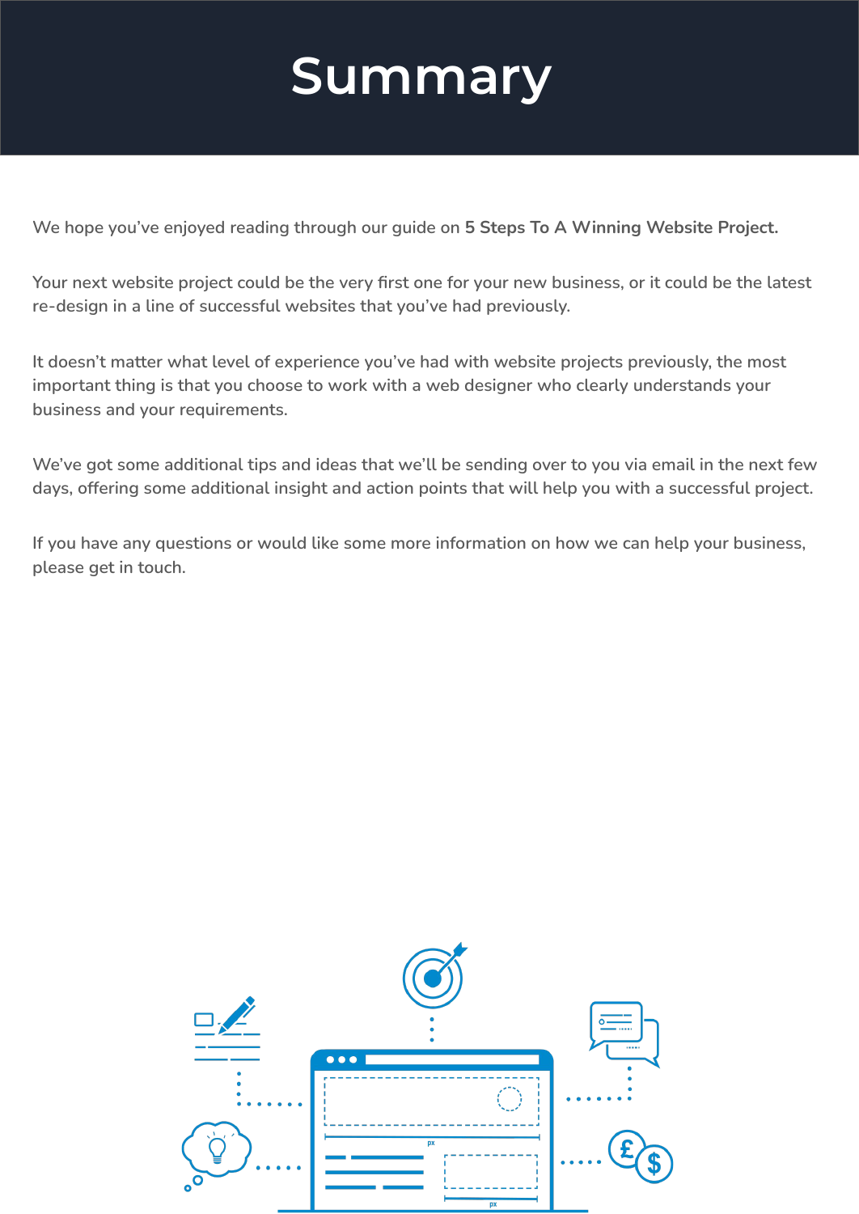# Summary

We hope you've enjoyed reading through our guide on **5 Steps To A Winning Website Project.**

Your next website project could be the very first one for your new business, or it could be the latest re-design in a line of successful websites that you've had previously.

It doesn't matter what level of experience you've had with website projects previously, the most important thing is that you choose to work with a web designer who clearly understands your business and your requirements.

We've got some additional tips and ideas that we'll be sending over to you via email in the next few days, offering some additional insight and action points that will help you with a successful project.

If you have any questions or would like some more information on how we can help your business, please get in touch.